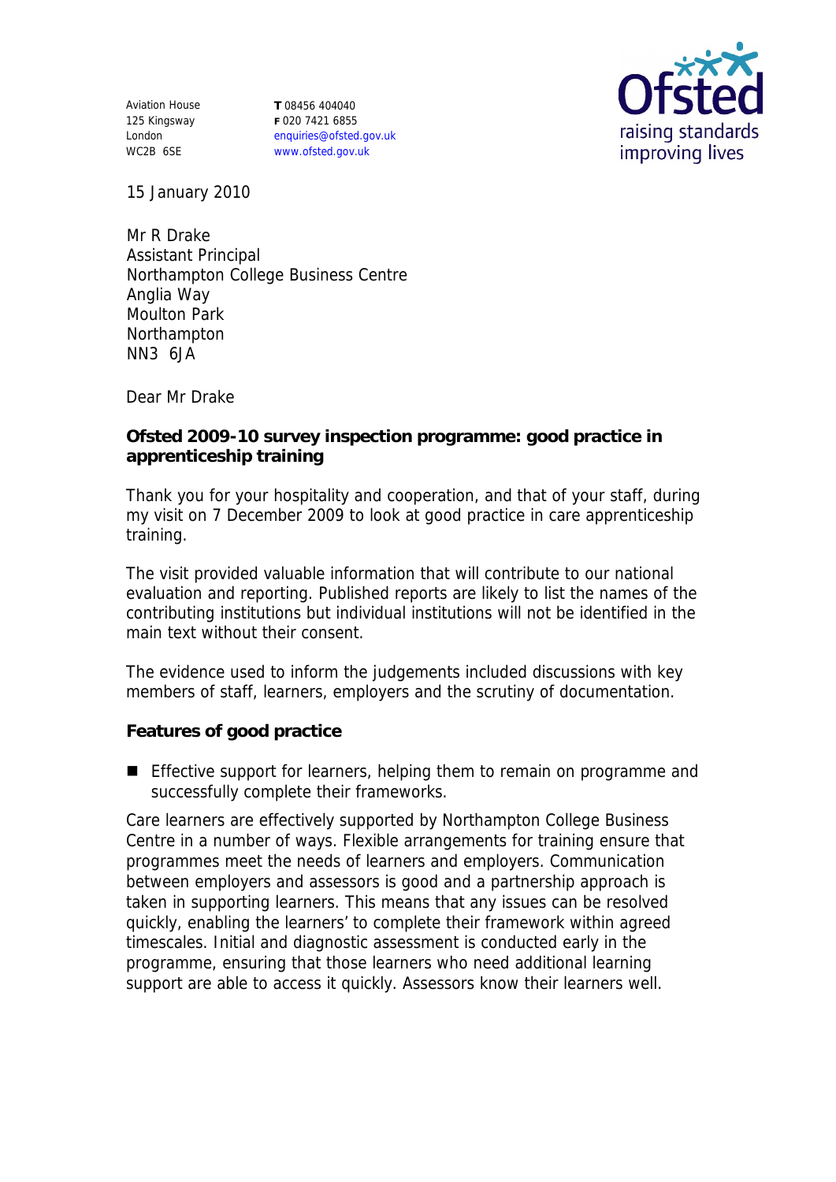Aviation House
125 Kingsway
London
WC2B 6SE

**T** 08456 404040
**F** 020 7421 6855
enquiries@ofsted.gov.uk
www.ofsted.gov.uk

Ofsted
raising standards
improving lives

15 January 2010

Mr R Drake
Assistant Principal
Northampton College Business Centre
Anglia Way
Moulton Park
Northampton
NN3 6JA

Dear Mr Drake

**Ofsted 2009-10 survey inspection programme: good practice in apprenticeship training**

Thank you for your hospitality and cooperation, and that of your staff, during my visit on 7 December 2009 to look at good practice in care apprenticeship training.

The visit provided valuable information that will contribute to our national evaluation and reporting. Published reports are likely to list the names of the contributing institutions but individual institutions will not be identified in the main text without their consent.

The evidence used to inform the judgements included discussions with key members of staff, learners, employers and the scrutiny of documentation.

**Features of good practice**

- Effective support for learners, helping them to remain on programme and successfully complete their frameworks.

Care learners are effectively supported by Northampton College Business Centre in a number of ways. Flexible arrangements for training ensure that programmes meet the needs of learners and employers. Communication between employers and assessors is good and a partnership approach is taken in supporting learners. This means that any issues can be resolved quickly, enabling the learners' to complete their framework within agreed timescales. Initial and diagnostic assessment is conducted early in the programme, ensuring that those learners who need additional learning support are able to access it quickly. Assessors know their learners well.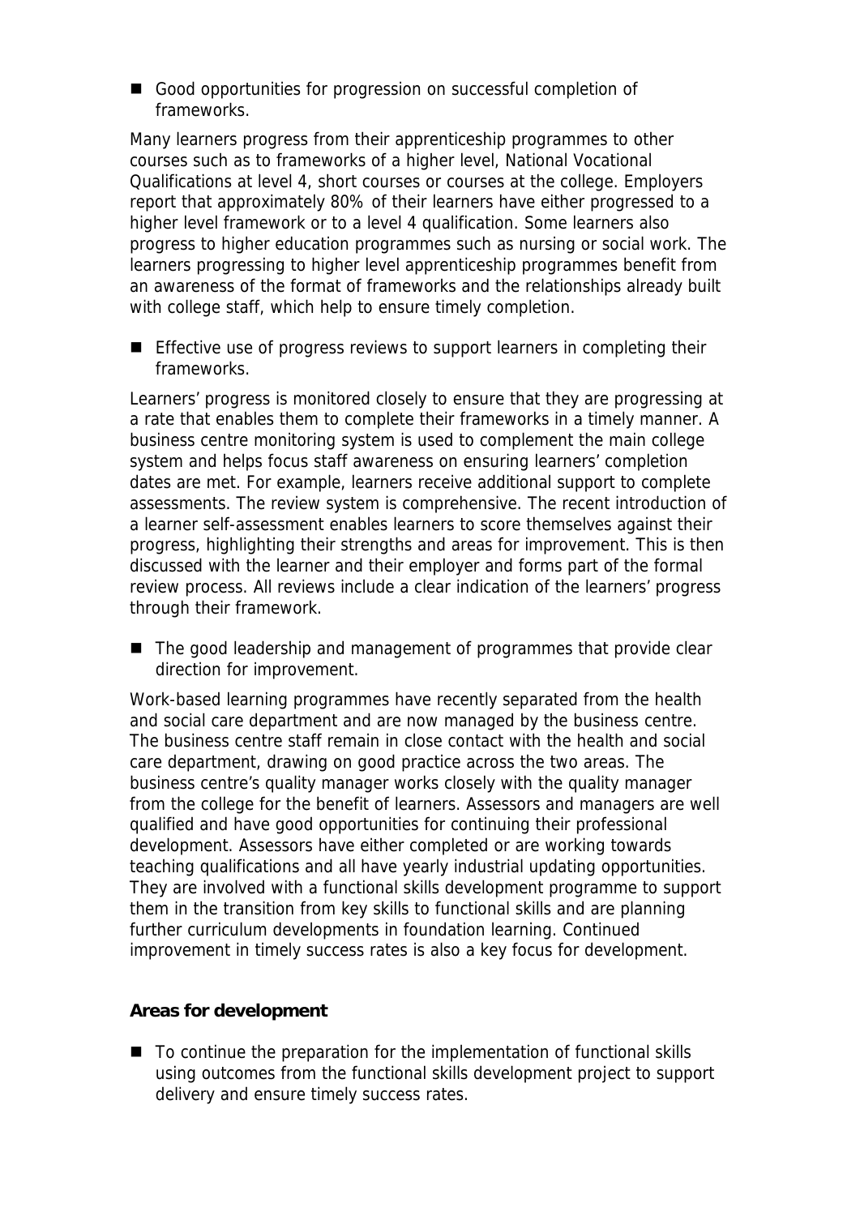- Good opportunities for progression on successful completion of frameworks.

Many learners progress from their apprenticeship programmes to other courses such as to frameworks of a higher level, National Vocational Qualifications at level 4, short courses or courses at the college. Employers report that approximately 80% of their learners have either progressed to a higher level framework or to a level 4 qualification. Some learners also progress to higher education programmes such as nursing or social work. The learners progressing to higher level apprenticeship programmes benefit from an awareness of the format of frameworks and the relationships already built with college staff, which help to ensure timely completion.

- Effective use of progress reviews to support learners in completing their frameworks.

Learners' progress is monitored closely to ensure that they are progressing at a rate that enables them to complete their frameworks in a timely manner. A business centre monitoring system is used to complement the main college system and helps focus staff awareness on ensuring learners' completion dates are met. For example, learners receive additional support to complete assessments. The review system is comprehensive. The recent introduction of a learner self-assessment enables learners to score themselves against their progress, highlighting their strengths and areas for improvement. This is then discussed with the learner and their employer and forms part of the formal review process. All reviews include a clear indication of the learners' progress through their framework.

- The good leadership and management of programmes that provide clear direction for improvement.

Work-based learning programmes have recently separated from the health and social care department and are now managed by the business centre. The business centre staff remain in close contact with the health and social care department, drawing on good practice across the two areas. The business centre's quality manager works closely with the quality manager from the college for the benefit of learners. Assessors and managers are well qualified and have good opportunities for continuing their professional development. Assessors have either completed or are working towards teaching qualifications and all have yearly industrial updating opportunities. They are involved with a functional skills development programme to support them in the transition from key skills to functional skills and are planning further curriculum developments in foundation learning. Continued improvement in timely success rates is also a key focus for development.

**Areas for development**

- To continue the preparation for the implementation of functional skills using outcomes from the functional skills development project to support delivery and ensure timely success rates.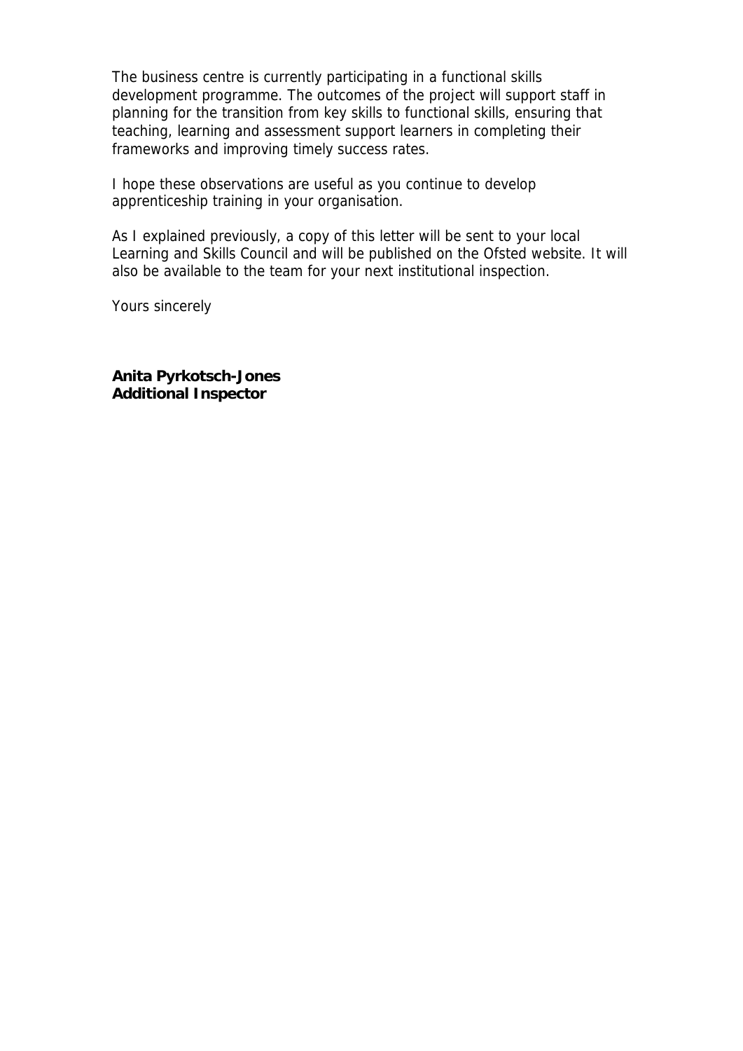The business centre is currently participating in a functional skills development programme. The outcomes of the project will support staff in planning for the transition from key skills to functional skills, ensuring that teaching, learning and assessment support learners in completing their frameworks and improving timely success rates.

I hope these observations are useful as you continue to develop apprenticeship training in your organisation.

As I explained previously, a copy of this letter will be sent to your local Learning and Skills Council and will be published on the Ofsted website. It will also be available to the team for your next institutional inspection.

Yours sincerely

**Anita Pyrkotsch-Jones**
**Additional Inspector**